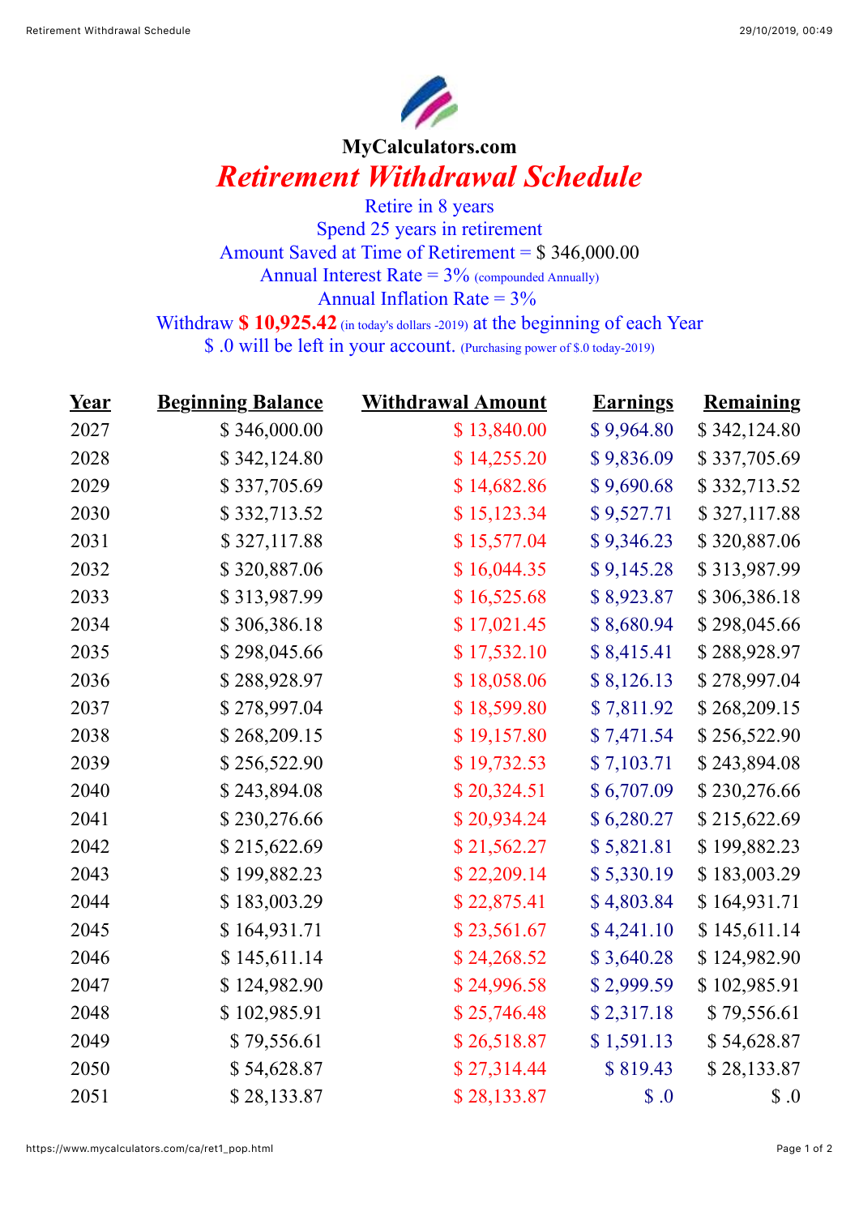**MyCalculators.com**

# *Retirement Withdrawal Schedule*

Retire in 8 years
Spend 25 years in retirement
Amount Saved at Time of Retirement = $ 346,000.00
Annual Interest Rate = 3% (compounded Annually)
Annual Inflation Rate = 3%
Withdraw **$ 10,925.42** (in today's dollars -2019) at the beginning of each Year
$ .0 will be left in your account. (Purchasing power of $.0 today-2019)

| Year | Beginning Balance | Withdrawal Amount | Earnings | Remaining |
|---|---|---|---|---|
| 2027 | $ 346,000.00 | $ 13,840.00 | $ 9,964.80 | $ 342,124.80 |
| 2028 | $ 342,124.80 | $ 14,255.20 | $ 9,836.09 | $ 337,705.69 |
| 2029 | $ 337,705.69 | $ 14,682.86 | $ 9,690.68 | $ 332,713.52 |
| 2030 | $ 332,713.52 | $ 15,123.34 | $ 9,527.71 | $ 327,117.88 |
| 2031 | $ 327,117.88 | $ 15,577.04 | $ 9,346.23 | $ 320,887.06 |
| 2032 | $ 320,887.06 | $ 16,044.35 | $ 9,145.28 | $ 313,987.99 |
| 2033 | $ 313,987.99 | $ 16,525.68 | $ 8,923.87 | $ 306,386.18 |
| 2034 | $ 306,386.18 | $ 17,021.45 | $ 8,680.94 | $ 298,045.66 |
| 2035 | $ 298,045.66 | $ 17,532.10 | $ 8,415.41 | $ 288,928.97 |
| 2036 | $ 288,928.97 | $ 18,058.06 | $ 8,126.13 | $ 278,997.04 |
| 2037 | $ 278,997.04 | $ 18,599.80 | $ 7,811.92 | $ 268,209.15 |
| 2038 | $ 268,209.15 | $ 19,157.80 | $ 7,471.54 | $ 256,522.90 |
| 2039 | $ 256,522.90 | $ 19,732.53 | $ 7,103.71 | $ 243,894.08 |
| 2040 | $ 243,894.08 | $ 20,324.51 | $ 6,707.09 | $ 230,276.66 |
| 2041 | $ 230,276.66 | $ 20,934.24 | $ 6,280.27 | $ 215,622.69 |
| 2042 | $ 215,622.69 | $ 21,562.27 | $ 5,821.81 | $ 199,882.23 |
| 2043 | $ 199,882.23 | $ 22,209.14 | $ 5,330.19 | $ 183,003.29 |
| 2044 | $ 183,003.29 | $ 22,875.41 | $ 4,803.84 | $ 164,931.71 |
| 2045 | $ 164,931.71 | $ 23,561.67 | $ 4,241.10 | $ 145,611.14 |
| 2046 | $ 145,611.14 | $ 24,268.52 | $ 3,640.28 | $ 124,982.90 |
| 2047 | $ 124,982.90 | $ 24,996.58 | $ 2,999.59 | $ 102,985.91 |
| 2048 | $ 102,985.91 | $ 25,746.48 | $ 2,317.18 | $ 79,556.61 |
| 2049 | $ 79,556.61 | $ 26,518.87 | $ 1,591.13 | $ 54,628.87 |
| 2050 | $ 54,628.87 | $ 27,314.44 | $ 819.43 | $ 28,133.87 |
| 2051 | $ 28,133.87 | $ 28,133.87 | $ .0 | $ .0 |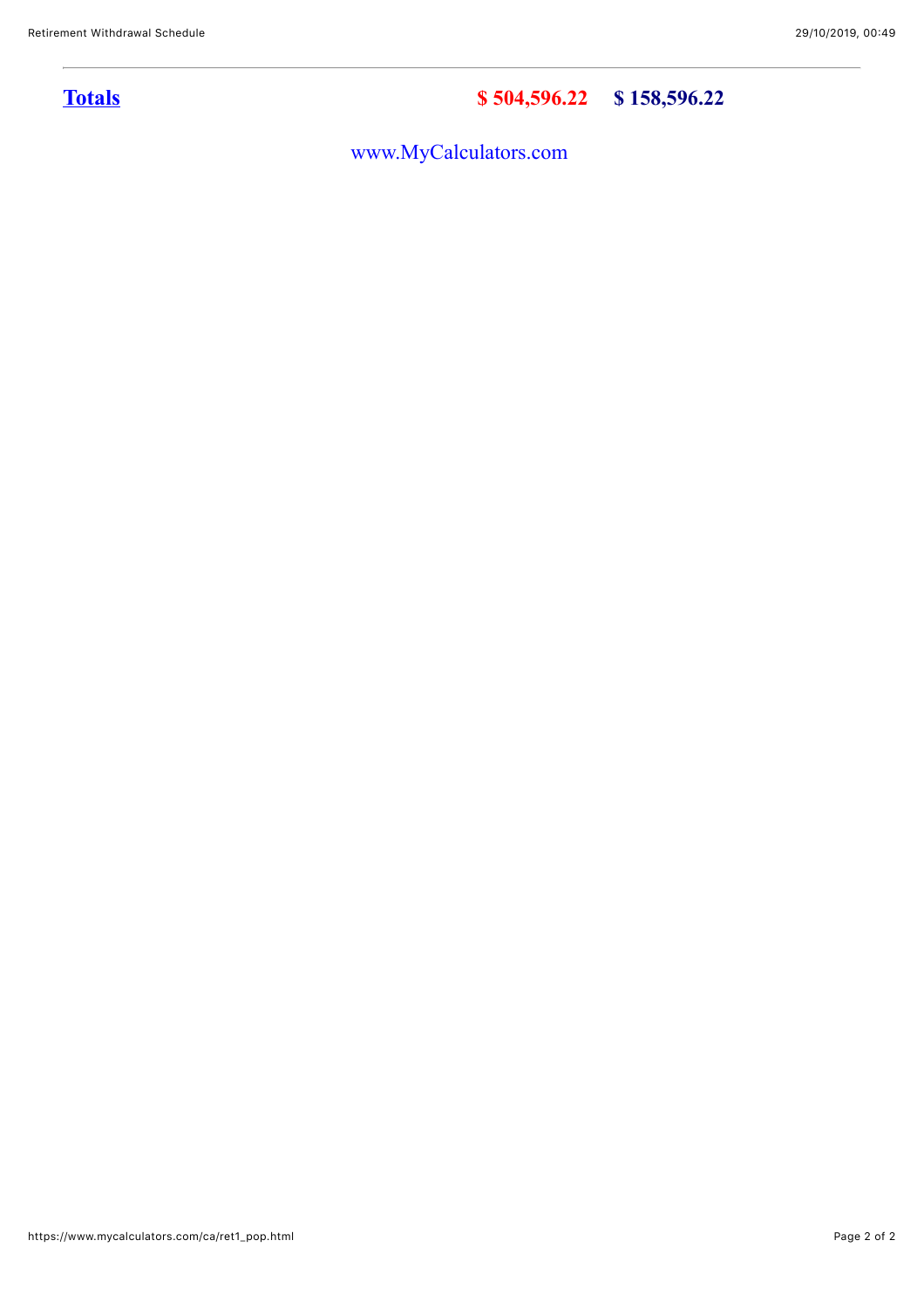| | | |
|---|---|---|
| **Totals** | **$ 504,596.22** | **$ 158,596.22** |

www.MyCalculators.com